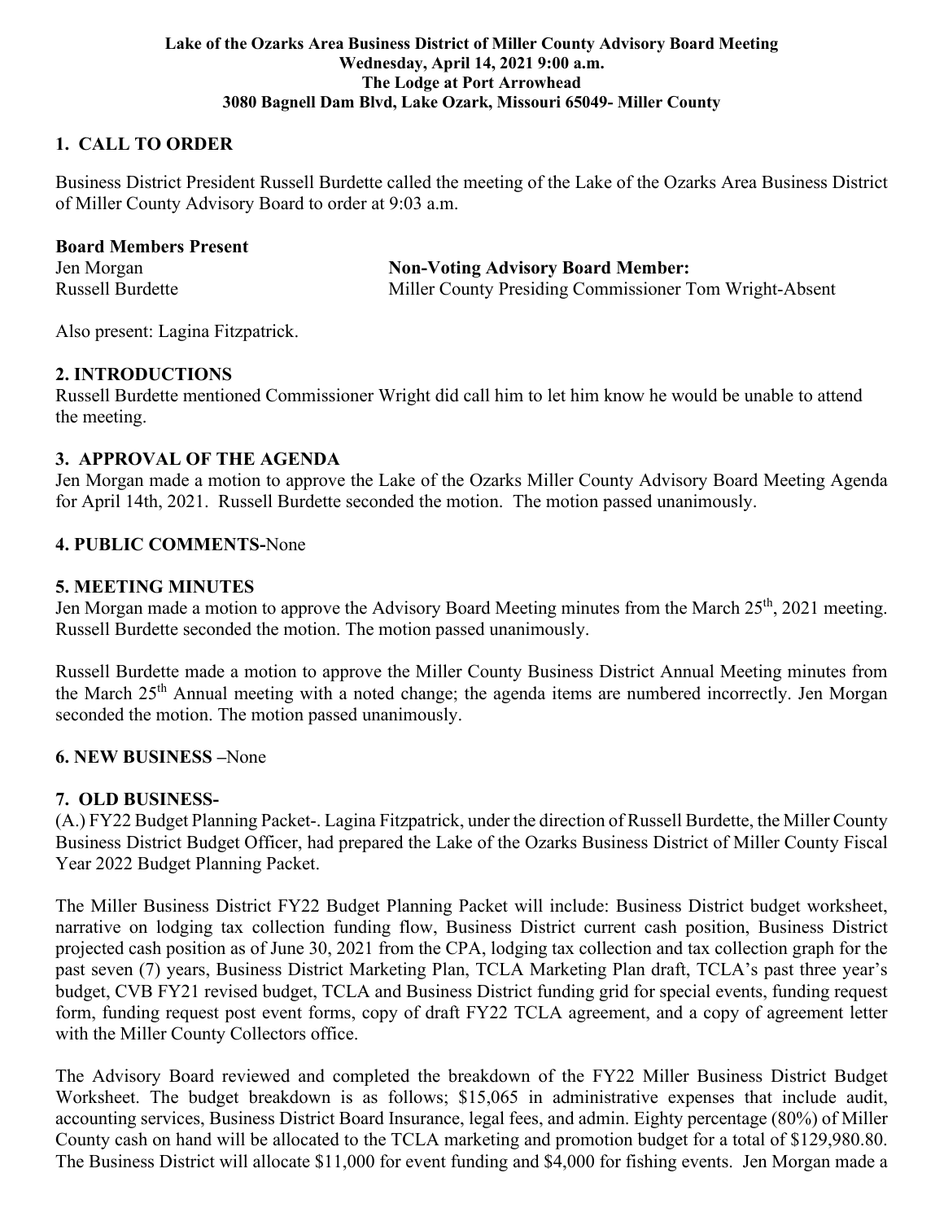**Lake of the Ozarks Area Business District of Miller County Advisory Board Meeting**
**Wednesday, April 14, 2021 9:00 a.m.**
**The Lodge at Port Arrowhead**
**3080 Bagnell Dam Blvd, Lake Ozark, Missouri 65049- Miller County**

## 1. CALL TO ORDER

Business District President Russell Burdette called the meeting of the Lake of the Ozarks Area Business District of Miller County Advisory Board to order at 9:03 a.m.

**Board Members Present**

Jen Morgan
Russell Burdette

**Non-Voting Advisory Board Member:**
Miller County Presiding Commissioner Tom Wright-Absent

Also present: Lagina Fitzpatrick.

## 2. INTRODUCTIONS

Russell Burdette mentioned Commissioner Wright did call him to let him know he would be unable to attend the meeting.

## 3. APPROVAL OF THE AGENDA

Jen Morgan made a motion to approve the Lake of the Ozarks Miller County Advisory Board Meeting Agenda for April 14th, 2021. Russell Burdette seconded the motion. The motion passed unanimously.

## 4. PUBLIC COMMENTS-None

## 5. MEETING MINUTES

Jen Morgan made a motion to approve the Advisory Board Meeting minutes from the March 25th, 2021 meeting. Russell Burdette seconded the motion. The motion passed unanimously.

Russell Burdette made a motion to approve the Miller County Business District Annual Meeting minutes from the March 25th Annual meeting with a noted change; the agenda items are numbered incorrectly. Jen Morgan seconded the motion. The motion passed unanimously.

## 6. NEW BUSINESS –None

## 7. OLD BUSINESS-

(A.) FY22 Budget Planning Packet-. Lagina Fitzpatrick, under the direction of Russell Burdette, the Miller County Business District Budget Officer, had prepared the Lake of the Ozarks Business District of Miller County Fiscal Year 2022 Budget Planning Packet.

The Miller Business District FY22 Budget Planning Packet will include: Business District budget worksheet, narrative on lodging tax collection funding flow, Business District current cash position, Business District projected cash position as of June 30, 2021 from the CPA, lodging tax collection and tax collection graph for the past seven (7) years, Business District Marketing Plan, TCLA Marketing Plan draft, TCLA's past three year's budget, CVB FY21 revised budget, TCLA and Business District funding grid for special events, funding request form, funding request post event forms, copy of draft FY22 TCLA agreement, and a copy of agreement letter with the Miller County Collectors office.

The Advisory Board reviewed and completed the breakdown of the FY22 Miller Business District Budget Worksheet. The budget breakdown is as follows; $15,065 in administrative expenses that include audit, accounting services, Business District Board Insurance, legal fees, and admin. Eighty percentage (80%) of Miller County cash on hand will be allocated to the TCLA marketing and promotion budget for a total of $129,980.80. The Business District will allocate $11,000 for event funding and $4,000 for fishing events. Jen Morgan made a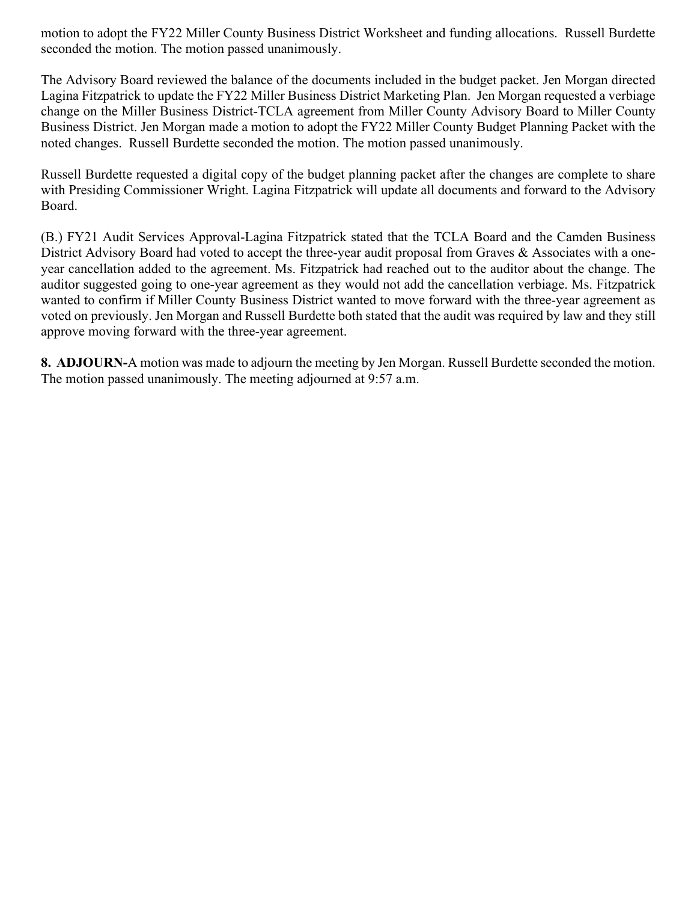motion to adopt the FY22 Miller County Business District Worksheet and funding allocations. Russell Burdette seconded the motion. The motion passed unanimously.

The Advisory Board reviewed the balance of the documents included in the budget packet. Jen Morgan directed Lagina Fitzpatrick to update the FY22 Miller Business District Marketing Plan. Jen Morgan requested a verbiage change on the Miller Business District-TCLA agreement from Miller County Advisory Board to Miller County Business District. Jen Morgan made a motion to adopt the FY22 Miller County Budget Planning Packet with the noted changes. Russell Burdette seconded the motion. The motion passed unanimously.

Russell Burdette requested a digital copy of the budget planning packet after the changes are complete to share with Presiding Commissioner Wright. Lagina Fitzpatrick will update all documents and forward to the Advisory Board.

(B.) FY21 Audit Services Approval-Lagina Fitzpatrick stated that the TCLA Board and the Camden Business District Advisory Board had voted to accept the three-year audit proposal from Graves & Associates with a one-year cancellation added to the agreement. Ms. Fitzpatrick had reached out to the auditor about the change. The auditor suggested going to one-year agreement as they would not add the cancellation verbiage. Ms. Fitzpatrick wanted to confirm if Miller County Business District wanted to move forward with the three-year agreement as voted on previously. Jen Morgan and Russell Burdette both stated that the audit was required by law and they still approve moving forward with the three-year agreement.

**8. ADJOURN-**A motion was made to adjourn the meeting by Jen Morgan. Russell Burdette seconded the motion. The motion passed unanimously. The meeting adjourned at 9:57 a.m.